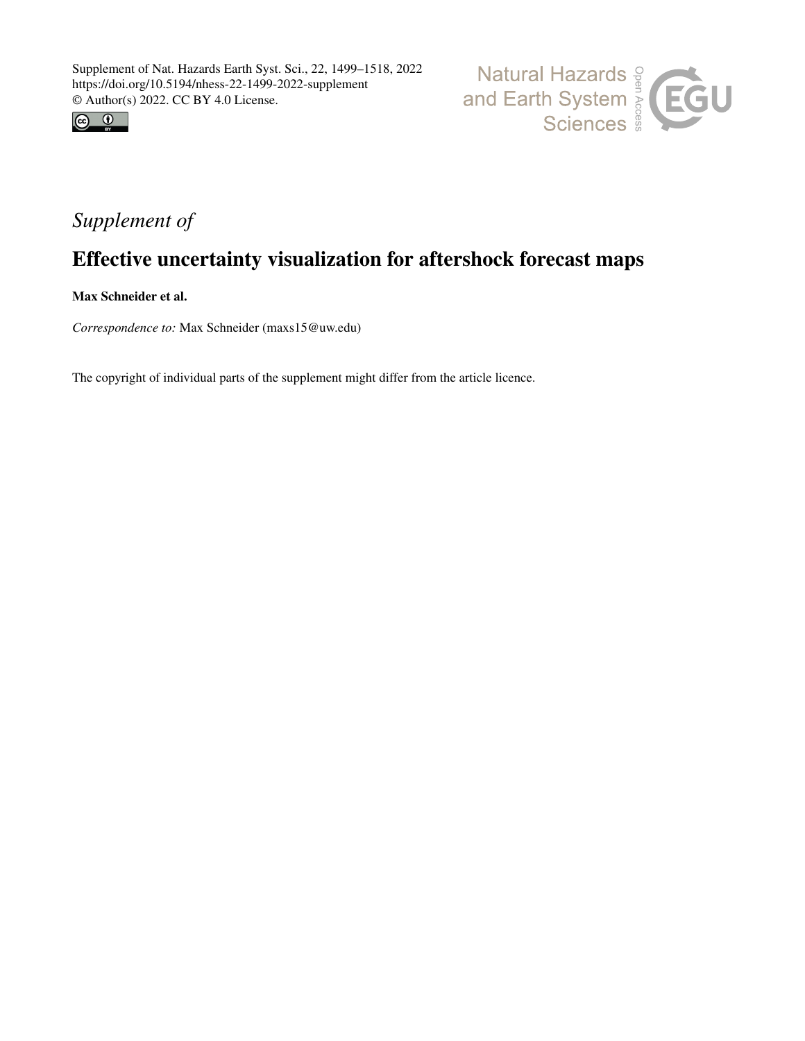Supplement of Nat. Hazards Earth Syst. Sci., 22, 1499–1518, 2022
https://doi.org/10.5194/nhess-22-1499-2022-supplement
© Author(s) 2022. CC BY 4.0 License.

*Supplement of*

# Effective uncertainty visualization for aftershock forecast maps

**Max Schneider et al.**

*Correspondence to:* Max Schneider (maxs15@uw.edu)

The copyright of individual parts of the supplement might differ from the article licence.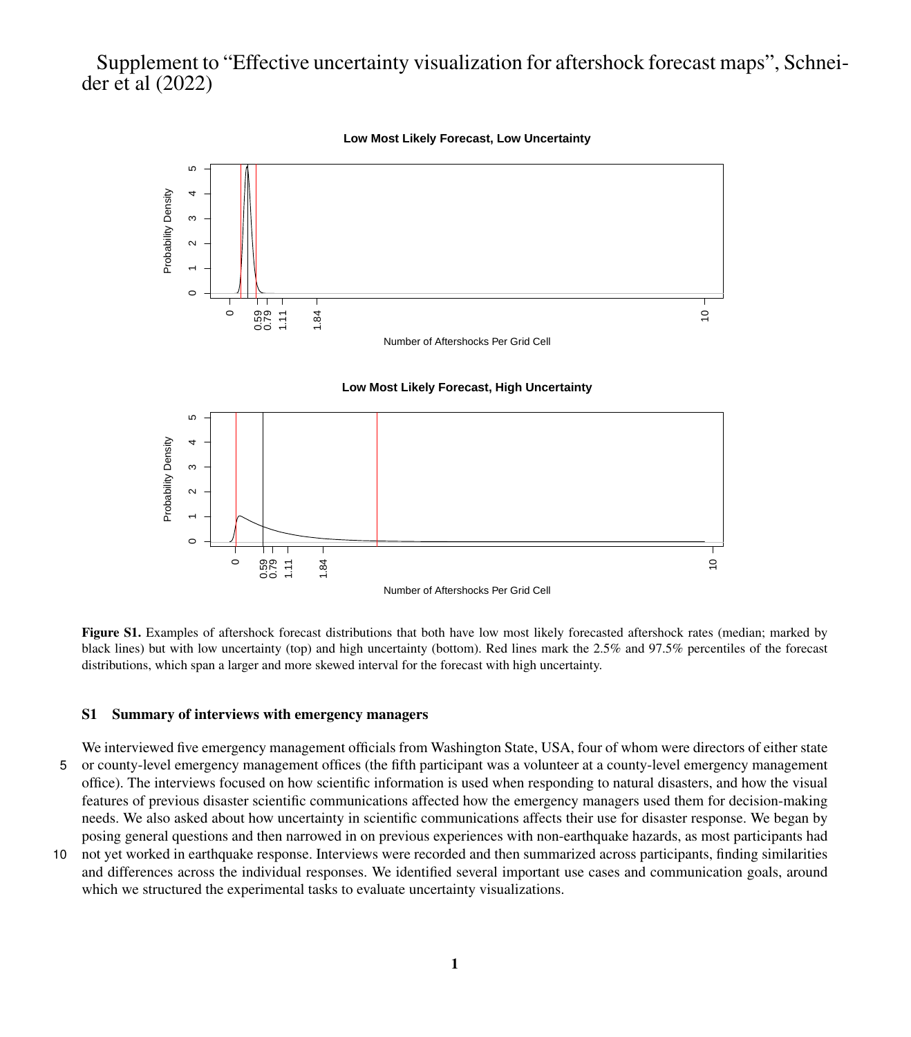Supplement to "Effective uncertainty visualization for aftershock forecast maps", Schneider et al (2022)

**Figure S1.** Examples of aftershock forecast distributions that both have low most likely forecasted aftershock rates (median; marked by black lines) but with low uncertainty (top) and high uncertainty (bottom). Red lines mark the 2.5% and 97.5% percentiles of the forecast distributions, which span a larger and more skewed interval for the forecast with high uncertainty.

## S1 Summary of interviews with emergency managers

We interviewed five emergency management officials from Washington State, USA, four of whom were directors of either state or county-level emergency management offices (the fifth participant was a volunteer at a county-level emergency management office). The interviews focused on how scientific information is used when responding to natural disasters, and how the visual features of previous disaster scientific communications affected how the emergency managers used them for decision-making needs. We also asked about how uncertainty in scientific communications affects their use for disaster response. We began by posing general questions and then narrowed in on previous experiences with non-earthquake hazards, as most participants had not yet worked in earthquake response. Interviews were recorded and then summarized across participants, finding similarities and differences across the individual responses. We identified several important use cases and communication goals, around which we structured the experimental tasks to evaluate uncertainty visualizations.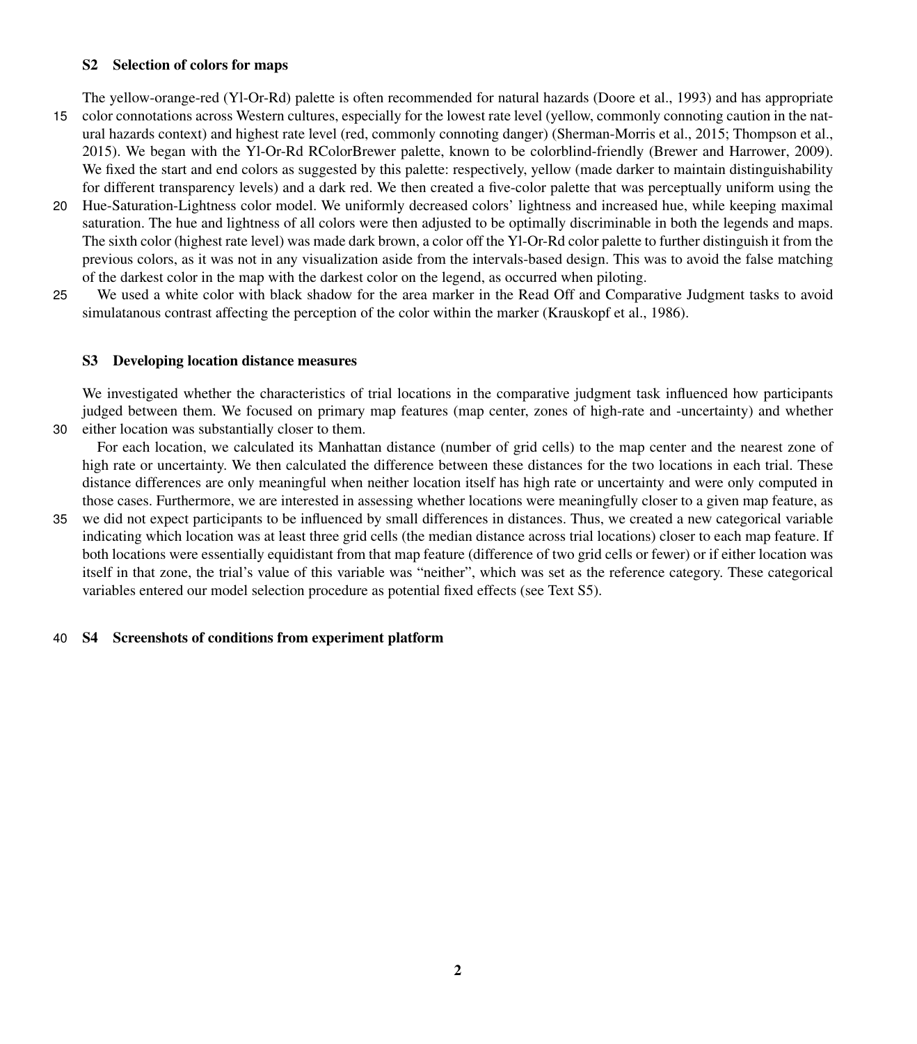## S2 Selection of colors for maps

The yellow-orange-red (Yl-Or-Rd) palette is often recommended for natural hazards (Doore et al., 1993) and has appropriate color connotations across Western cultures, especially for the lowest rate level (yellow, commonly connoting caution in the natural hazards context) and highest rate level (red, commonly connoting danger) (Sherman-Morris et al., 2015; Thompson et al., 2015). We began with the Yl-Or-Rd RColorBrewer palette, known to be colorblind-friendly (Brewer and Harrower, 2009). We fixed the start and end colors as suggested by this palette: respectively, yellow (made darker to maintain distinguishability for different transparency levels) and a dark red. We then created a five-color palette that was perceptually uniform using the Hue-Saturation-Lightness color model. We uniformly decreased colors' lightness and increased hue, while keeping maximal saturation. The hue and lightness of all colors were then adjusted to be optimally discriminable in both the legends and maps. The sixth color (highest rate level) was made dark brown, a color off the Yl-Or-Rd color palette to further distinguish it from the previous colors, as it was not in any visualization aside from the intervals-based design. This was to avoid the false matching of the darkest color in the map with the darkest color on the legend, as occurred when piloting.

We used a white color with black shadow for the area marker in the Read Off and Comparative Judgment tasks to avoid simulatanous contrast affecting the perception of the color within the marker (Krauskopf et al., 1986).

## S3 Developing location distance measures

We investigated whether the characteristics of trial locations in the comparative judgment task influenced how participants judged between them. We focused on primary map features (map center, zones of high-rate and -uncertainty) and whether either location was substantially closer to them.

For each location, we calculated its Manhattan distance (number of grid cells) to the map center and the nearest zone of high rate or uncertainty. We then calculated the difference between these distances for the two locations in each trial. These distance differences are only meaningful when neither location itself has high rate or uncertainty and were only computed in those cases. Furthermore, we are interested in assessing whether locations were meaningfully closer to a given map feature, as we did not expect participants to be influenced by small differences in distances. Thus, we created a new categorical variable indicating which location was at least three grid cells (the median distance across trial locations) closer to each map feature. If both locations were essentially equidistant from that map feature (difference of two grid cells or fewer) or if either location was itself in that zone, the trial's value of this variable was "neither", which was set as the reference category. These categorical variables entered our model selection procedure as potential fixed effects (see Text S5).

## S4 Screenshots of conditions from experiment platform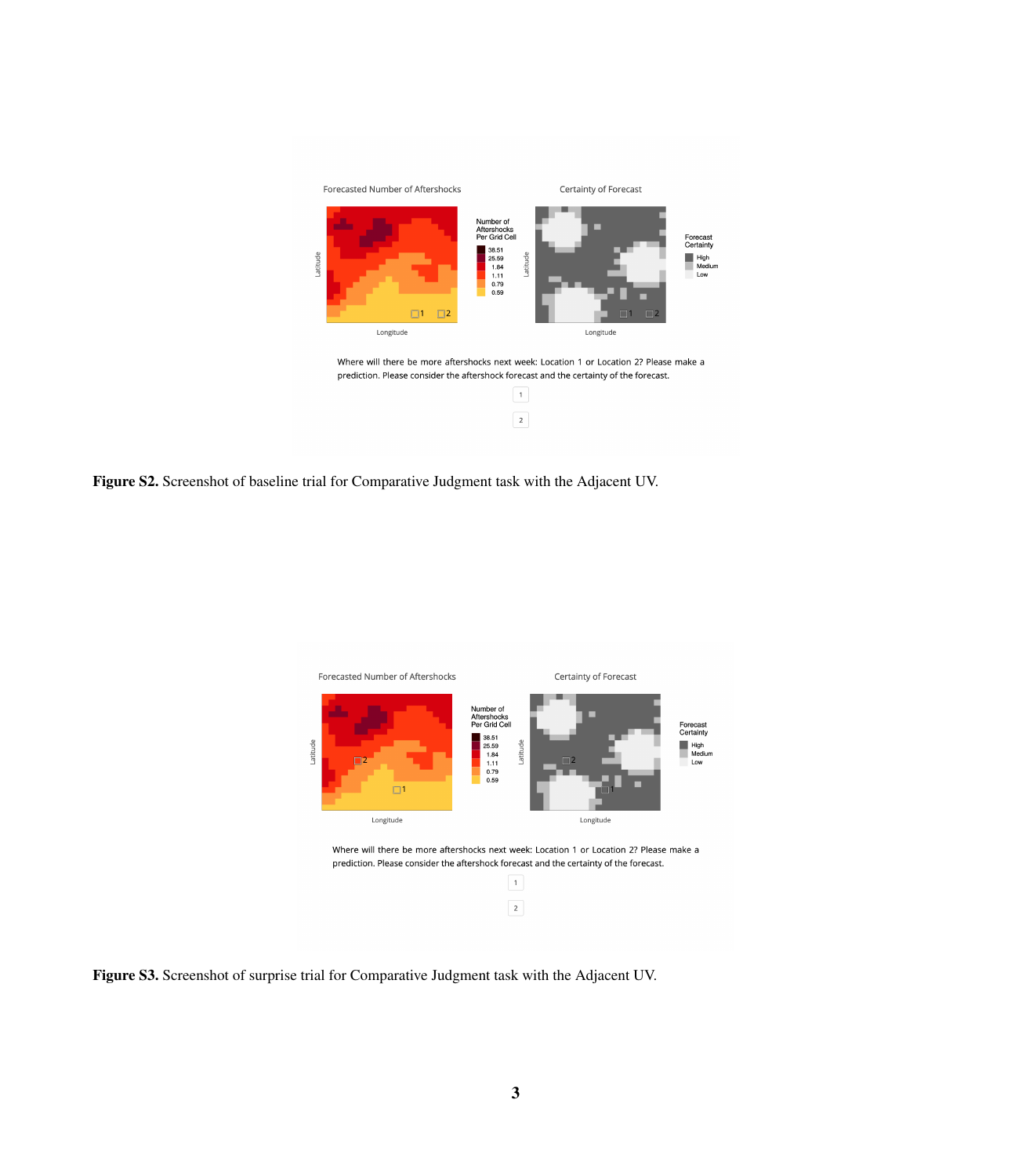**Figure S2.** Screenshot of baseline trial for Comparative Judgment task with the Adjacent UV.

**Figure S3.** Screenshot of surprise trial for Comparative Judgment task with the Adjacent UV.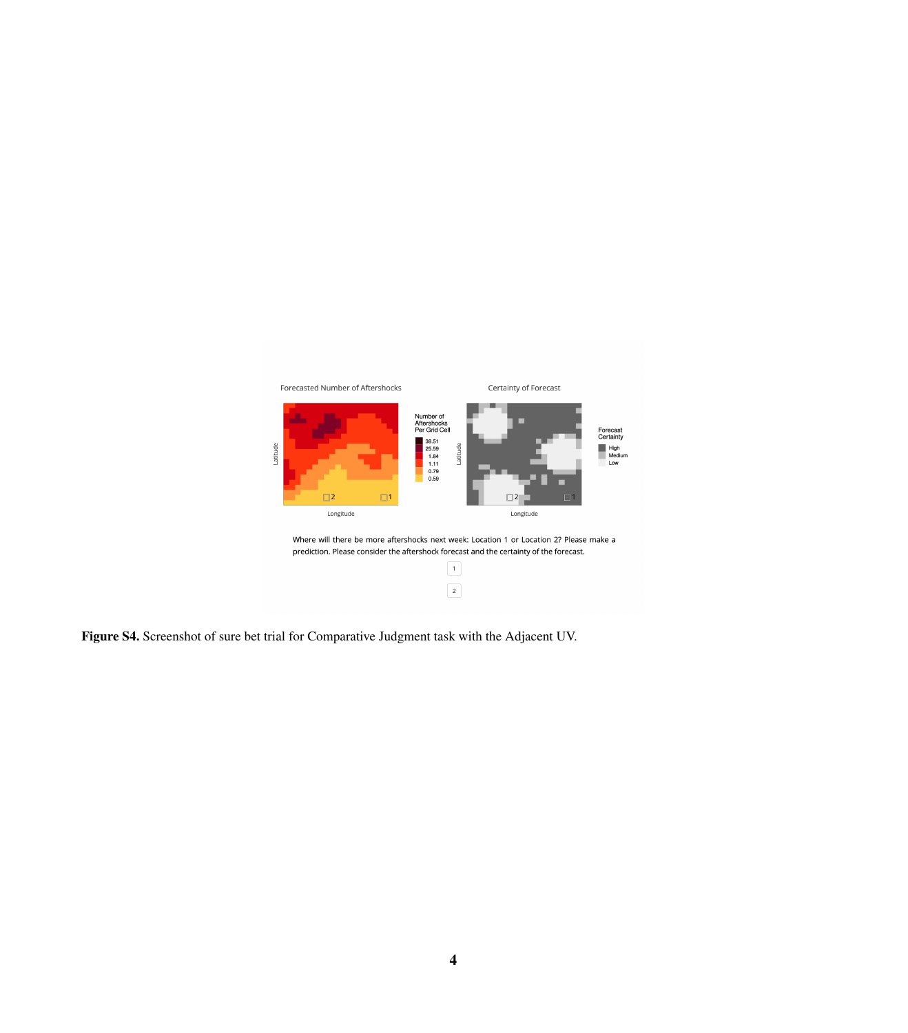**Figure S4.** Screenshot of sure bet trial for Comparative Judgment task with the Adjacent UV.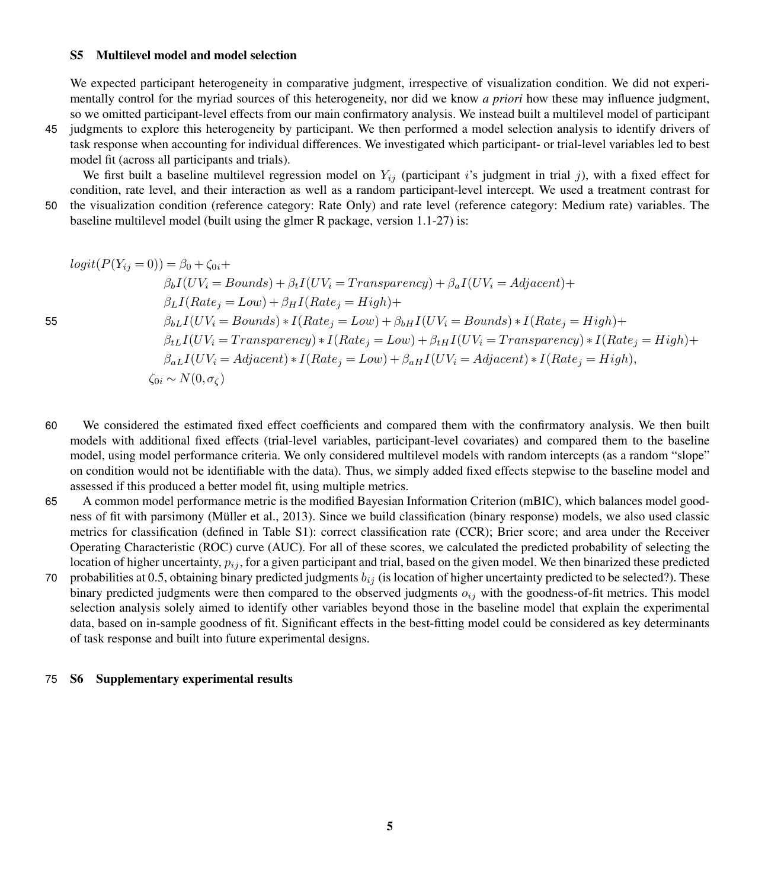## S5 Multilevel model and model selection

We expected participant heterogeneity in comparative judgment, irrespective of visualization condition. We did not experimentally control for the myriad sources of this heterogeneity, nor did we know *a priori* how these may influence judgment, so we omitted participant-level effects from our main confirmatory analysis. We instead built a multilevel model of participant judgments to explore this heterogeneity by participant. We then performed a model selection analysis to identify drivers of task response when accounting for individual differences. We investigated which participant- or trial-level variables led to best model fit (across all participants and trials).

We first built a baseline multilevel regression model on $Y_{ij}$ (participant $i$'s judgment in trial $j$), with a fixed effect for condition, rate level, and their interaction as well as a random participant-level intercept. We used a treatment contrast for the visualization condition (reference category: Rate Only) and rate level (reference category: Medium rate) variables. The baseline multilevel model (built using the glmer R package, version 1.1-27) is:

$$
\begin{aligned}
logit(P(Y_{ij} = 0)) = \beta_0 + \zeta_{0i} + \\
&\beta_b I(UV_i = Bounds) + \beta_t I(UV_i = Transparency) + \beta_a I(UV_i = Adjacent) + \\
&\beta_L I(Rate_j = Low) + \beta_H I(Rate_j = High) + \\
&\beta_{bL} I(UV_i = Bounds) * I(Rate_j = Low) + \beta_{bH} I(UV_i = Bounds) * I(Rate_j = High) + \\
&\beta_{tL} I(UV_i = Transparency) * I(Rate_j = Low) + \beta_{tH} I(UV_i = Transparency) * I(Rate_j = High) + \\
&\beta_{aL} I(UV_i = Adjacent) * I(Rate_j = Low) + \beta_{aH} I(UV_i = Adjacent) * I(Rate_j = High), \\
\zeta_{0i} \sim N(0, \sigma_\zeta)
\end{aligned}
$$

We considered the estimated fixed effect coefficients and compared them with the confirmatory analysis. We then built models with additional fixed effects (trial-level variables, participant-level covariates) and compared them to the baseline model, using model performance criteria. We only considered multilevel models with random intercepts (as a random "slope" on condition would not be identifiable with the data). Thus, we simply added fixed effects stepwise to the baseline model and assessed if this produced a better model fit, using multiple metrics.

A common model performance metric is the modified Bayesian Information Criterion (mBIC), which balances model goodness of fit with parsimony (Müller et al., 2013). Since we build classification (binary response) models, we also used classic metrics for classification (defined in Table S1): correct classification rate (CCR); Brier score; and area under the Receiver Operating Characteristic (ROC) curve (AUC). For all of these scores, we calculated the predicted probability of selecting the location of higher uncertainty, $p_{ij}$, for a given participant and trial, based on the given model. We then binarized these predicted probabilities at 0.5, obtaining binary predicted judgments $b_{ij}$ (is location of higher uncertainty predicted to be selected?). These binary predicted judgments were then compared to the observed judgments $o_{ij}$ with the goodness-of-fit metrics. This model selection analysis solely aimed to identify other variables beyond those in the baseline model that explain the experimental data, based on in-sample goodness of fit. Significant effects in the best-fitting model could be considered as key determinants of task response and built into future experimental designs.

## S6 Supplementary experimental results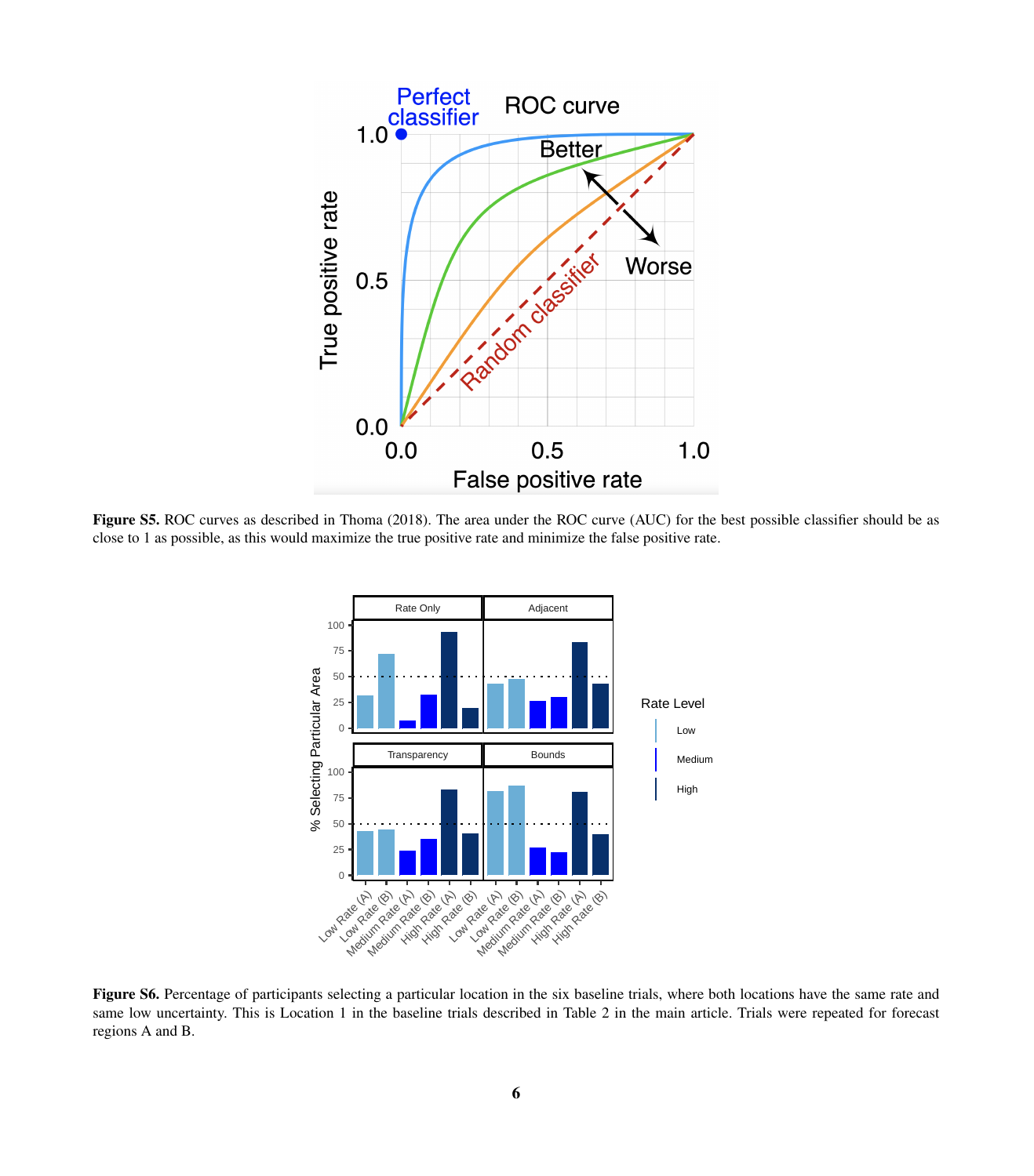**Figure S5.** ROC curves as described in Thoma (2018). The area under the ROC curve (AUC) for the best possible classifier should be as close to 1 as possible, as this would maximize the true positive rate and minimize the false positive rate.

**Figure S6.** Percentage of participants selecting a particular location in the six baseline trials, where both locations have the same rate and same low uncertainty. This is Location 1 in the baseline trials described in Table 2 in the main article. Trials were repeated for forecast regions A and B.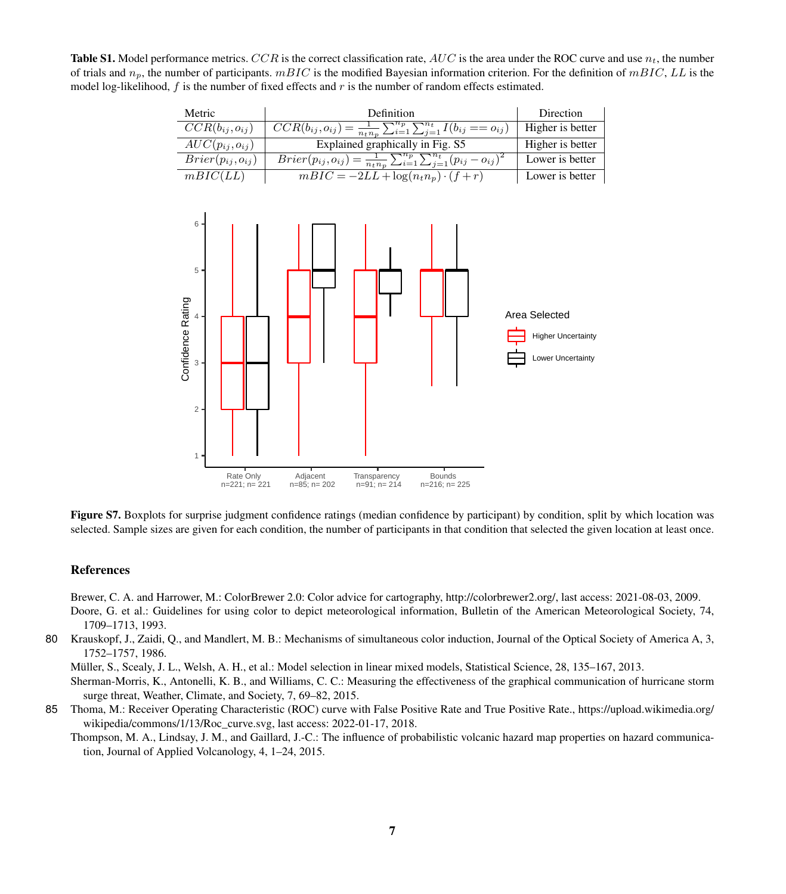**Table S1.** Model performance metrics. $CCR$ is the correct classification rate, $AUC$ is the area under the ROC curve and use $n_t$, the number of trials and $n_p$, the number of participants. $mBIC$ is the modified Bayesian information criterion. For the definition of $mBIC$, $LL$ is the model log-likelihood, $f$ is the number of fixed effects and $r$ is the number of random effects estimated.

| Metric | Definition | Direction |
|---|---|---|
| $CCR(b_{ij}, o_{ij})$ | $CCR(b_{ij}, o_{ij}) = \frac{1}{n_t n_p} \sum_{i=1}^{n_p} \sum_{j=1}^{n_t} I(b_{ij} == o_{ij})$ | Higher is better |
| $AUC(p_{ij}, o_{ij})$ | Explained graphically in Fig. S5 | Higher is better |
| $Brier(p_{ij}, o_{ij})$ | $Brier(p_{ij}, o_{ij}) = \frac{1}{n_t n_p} \sum_{i=1}^{n_p} \sum_{j=1}^{n_t} (p_{ij} - o_{ij})^2$ | Lower is better |
| $mBIC(LL)$ | $mBIC = -2LL + \log(n_t n_p) \cdot (f + r)$ | Lower is better |

**Figure S7.** Boxplots for surprise judgment confidence ratings (median confidence by participant) by condition, split by which location was selected. Sample sizes are given for each condition, the number of participants in that condition that selected the given location at least once.

## References

Brewer, C. A. and Harrower, M.: ColorBrewer 2.0: Color advice for cartography, http://colorbrewer2.org/, last access: 2021-08-03, 2009.

Doore, G. et al.: Guidelines for using color to depict meteorological information, Bulletin of the American Meteorological Society, 74, 1709–1713, 1993.

Krauskopf, J., Zaidi, Q., and Mandlert, M. B.: Mechanisms of simultaneous color induction, Journal of the Optical Society of America A, 3, 1752–1757, 1986.

Müller, S., Scealy, J. L., Welsh, A. H., et al.: Model selection in linear mixed models, Statistical Science, 28, 135–167, 2013.

Sherman-Morris, K., Antonelli, K. B., and Williams, C. C.: Measuring the effectiveness of the graphical communication of hurricane storm surge threat, Weather, Climate, and Society, 7, 69–82, 2015.

Thoma, M.: Receiver Operating Characteristic (ROC) curve with False Positive Rate and True Positive Rate., https://upload.wikimedia.org/wikipedia/commons/1/13/Roc_curve.svg, last access: 2022-01-17, 2018.

Thompson, M. A., Lindsay, J. M., and Gaillard, J.-C.: The influence of probabilistic volcanic hazard map properties on hazard communication, Journal of Applied Volcanology, 4, 1–24, 2015.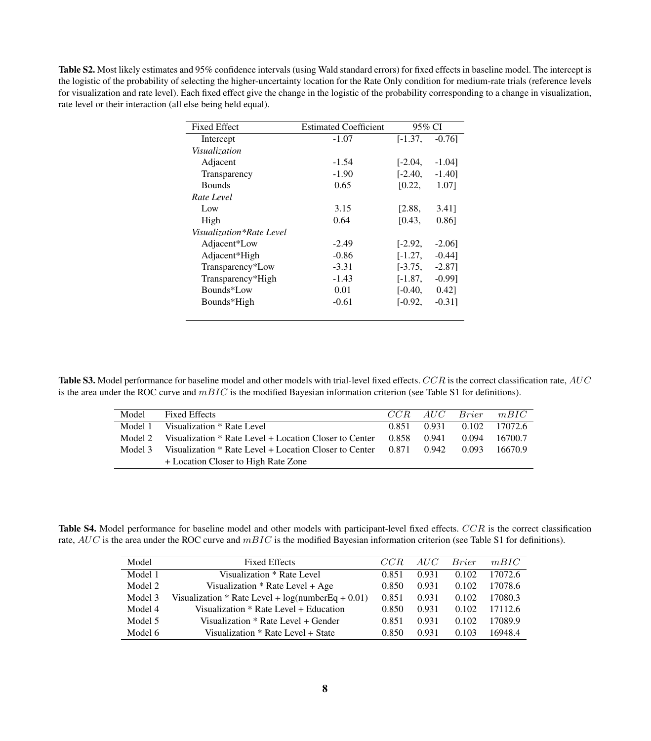**Table S2.** Most likely estimates and 95% confidence intervals (using Wald standard errors) for fixed effects in baseline model. The intercept is the logistic of the probability of selecting the higher-uncertainty location for the Rate Only condition for medium-rate trials (reference levels for visualization and rate level). Each fixed effect give the change in the logistic of the probability corresponding to a change in visualization, rate level or their interaction (all else being held equal).

| Fixed Effect | Estimated Coefficient | 95% CI |
|---|---|---|
| Intercept | -1.07 | [-1.37, -0.76] |
| *Visualization* | | |
| Adjacent | -1.54 | [-2.04, -1.04] |
| Transparency | -1.90 | [-2.40, -1.40] |
| Bounds | 0.65 | [0.22, 1.07] |
| *Rate Level* | | |
| Low | 3.15 | [2.88, 3.41] |
| High | 0.64 | [0.43, 0.86] |
| *Visualization*Rate Level* | | |
| Adjacent*Low | -2.49 | [-2.92, -2.06] |
| Adjacent*High | -0.86 | [-1.27, -0.44] |
| Transparency*Low | -3.31 | [-3.75, -2.87] |
| Transparency*High | -1.43 | [-1.87, -0.99] |
| Bounds*Low | 0.01 | [-0.40, 0.42] |
| Bounds*High | -0.61 | [-0.92, -0.31] |

**Table S3.** Model performance for baseline model and other models with trial-level fixed effects. $CCR$ is the correct classification rate, $AUC$ is the area under the ROC curve and $mBIC$ is the modified Bayesian information criterion (see Table S1 for definitions).

| Model | Fixed Effects | $CCR$ | $AUC$ | $Brier$ | $mBIC$ |
|---|---|---|---|---|---|
| Model 1 | Visualization * Rate Level | 0.851 | 0.931 | 0.102 | 17072.6 |
| Model 2 | Visualization * Rate Level + Location Closer to Center | 0.858 | 0.941 | 0.094 | 16700.7 |
| Model 3 | Visualization * Rate Level + Location Closer to Center + Location Closer to High Rate Zone | 0.871 | 0.942 | 0.093 | 16670.9 |

**Table S4.** Model performance for baseline model and other models with participant-level fixed effects. $CCR$ is the correct classification rate, $AUC$ is the area under the ROC curve and $mBIC$ is the modified Bayesian information criterion (see Table S1 for definitions).

| Model | Fixed Effects | $CCR$ | $AUC$ | $Brier$ | $mBIC$ |
|---|---|---|---|---|---|
| Model 1 | Visualization * Rate Level | 0.851 | 0.931 | 0.102 | 17072.6 |
| Model 2 | Visualization * Rate Level + Age | 0.850 | 0.931 | 0.102 | 17078.6 |
| Model 3 | Visualization * Rate Level + log(numberEq + 0.01) | 0.851 | 0.931 | 0.102 | 17080.3 |
| Model 4 | Visualization * Rate Level + Education | 0.850 | 0.931 | 0.102 | 17112.6 |
| Model 5 | Visualization * Rate Level + Gender | 0.851 | 0.931 | 0.102 | 17089.9 |
| Model 6 | Visualization * Rate Level + State | 0.850 | 0.931 | 0.103 | 16948.4 |